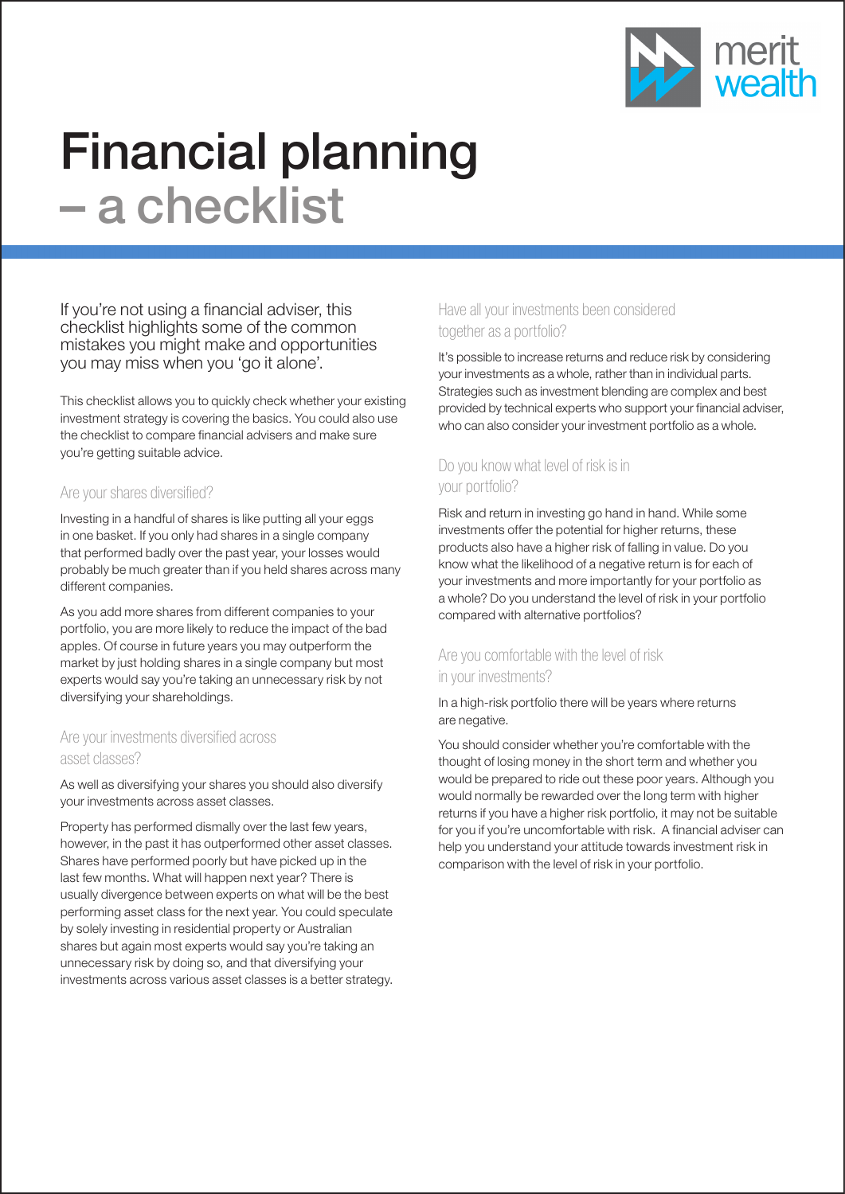# Financial planning – a checklist

If you're not using a financial adviser, this checklist highlights some of the common mistakes you might make and opportunities you may miss when you 'go it alone'.

This checklist allows you to quickly check whether your existing investment strategy is covering the basics. You could also use the checklist to compare financial advisers and make sure you're getting suitable advice.

## Are your shares diversified?

Investing in a handful of shares is like putting all your eggs in one basket. If you only had shares in a single company that performed badly over the past year, your losses would probably be much greater than if you held shares across many different companies.

As you add more shares from different companies to your portfolio, you are more likely to reduce the impact of the bad apples. Of course in future years you may outperform the market by just holding shares in a single company but most experts would say you're taking an unnecessary risk by not diversifying your shareholdings.

## Are your investments diversified across asset classes?

As well as diversifying your shares you should also diversify your investments across asset classes.

Property has performed dismally over the last few years, however, in the past it has outperformed other asset classes. Shares have performed poorly but have picked up in the last few months. What will happen next year? There is usually divergence between experts on what will be the best performing asset class for the next year. You could speculate by solely investing in residential property or Australian shares but again most experts would say you're taking an unnecessary risk by doing so, and that diversifying your investments across various asset classes is a better strategy.

## Have all your investments been considered together as a portfolio?

It's possible to increase returns and reduce risk by considering your investments as a whole, rather than in individual parts. Strategies such as investment blending are complex and best provided by technical experts who support your financial adviser, who can also consider your investment portfolio as a whole.

## Do you know what level of risk is in your portfolio?

Risk and return in investing go hand in hand. While some investments offer the potential for higher returns, these products also have a higher risk of falling in value. Do you know what the likelihood of a negative return is for each of your investments and more importantly for your portfolio as a whole? Do you understand the level of risk in your portfolio compared with alternative portfolios?

## Are you comfortable with the level of risk in your investments?

In a high-risk portfolio there will be years where returns are negative.

You should consider whether you're comfortable with the thought of losing money in the short term and whether you would be prepared to ride out these poor years. Although you would normally be rewarded over the long term with higher returns if you have a higher risk portfolio, it may not be suitable for you if you're uncomfortable with risk. A financial adviser can help you understand your attitude towards investment risk in comparison with the level of risk in your portfolio.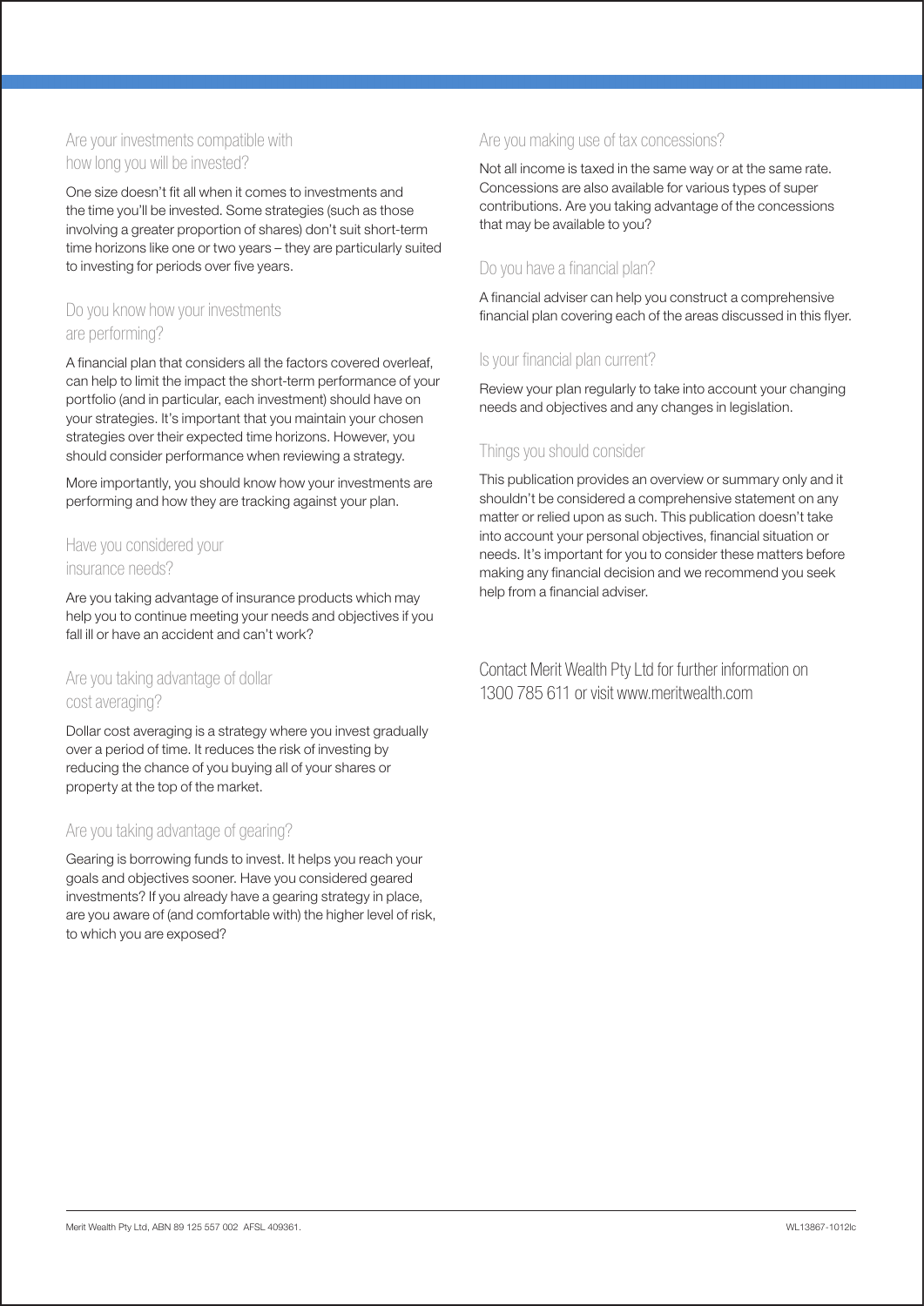## Are your investments compatible with how long you will be invested?

One size doesn't fit all when it comes to investments and the time you'll be invested. Some strategies (such as those involving a greater proportion of shares) don't suit short-term time horizons like one or two years – they are particularly suited to investing for periods over five years.

## Do you know how your investments are performing?

A financial plan that considers all the factors covered overleaf, can help to limit the impact the short-term performance of your portfolio (and in particular, each investment) should have on your strategies. It's important that you maintain your chosen strategies over their expected time horizons. However, you should consider performance when reviewing a strategy.

More importantly, you should know how your investments are performing and how they are tracking against your plan.

## Have you considered your insurance needs?

Are you taking advantage of insurance products which may help you to continue meeting your needs and objectives if you fall ill or have an accident and can't work?

## Are you taking advantage of dollar cost averaging?

Dollar cost averaging is a strategy where you invest gradually over a period of time. It reduces the risk of investing by reducing the chance of you buying all of your shares or property at the top of the market.

## Are you taking advantage of gearing?

Gearing is borrowing funds to invest. It helps you reach your goals and objectives sooner. Have you considered geared investments? If you already have a gearing strategy in place, are you aware of (and comfortable with) the higher level of risk, to which you are exposed?

## Are you making use of tax concessions?

Not all income is taxed in the same way or at the same rate. Concessions are also available for various types of super contributions. Are you taking advantage of the concessions that may be available to you?

## Do you have a financial plan?

A financial adviser can help you construct a comprehensive financial plan covering each of the areas discussed in this flyer.

## Is your financial plan current?

Review your plan regularly to take into account your changing needs and objectives and any changes in legislation.

## Things you should consider

This publication provides an overview or summary only and it shouldn't be considered a comprehensive statement on any matter or relied upon as such. This publication doesn't take into account your personal objectives, financial situation or needs. It's important for you to consider these matters before making any financial decision and we recommend you seek help from a financial adviser.

Contact Merit Wealth Pty Ltd for further information on 1300 785 611 or visit www.meritwealth.com

Merit Wealth Pty Ltd, ABN 89 125 557 002 AFSL 409361.

WL13867-1012lc